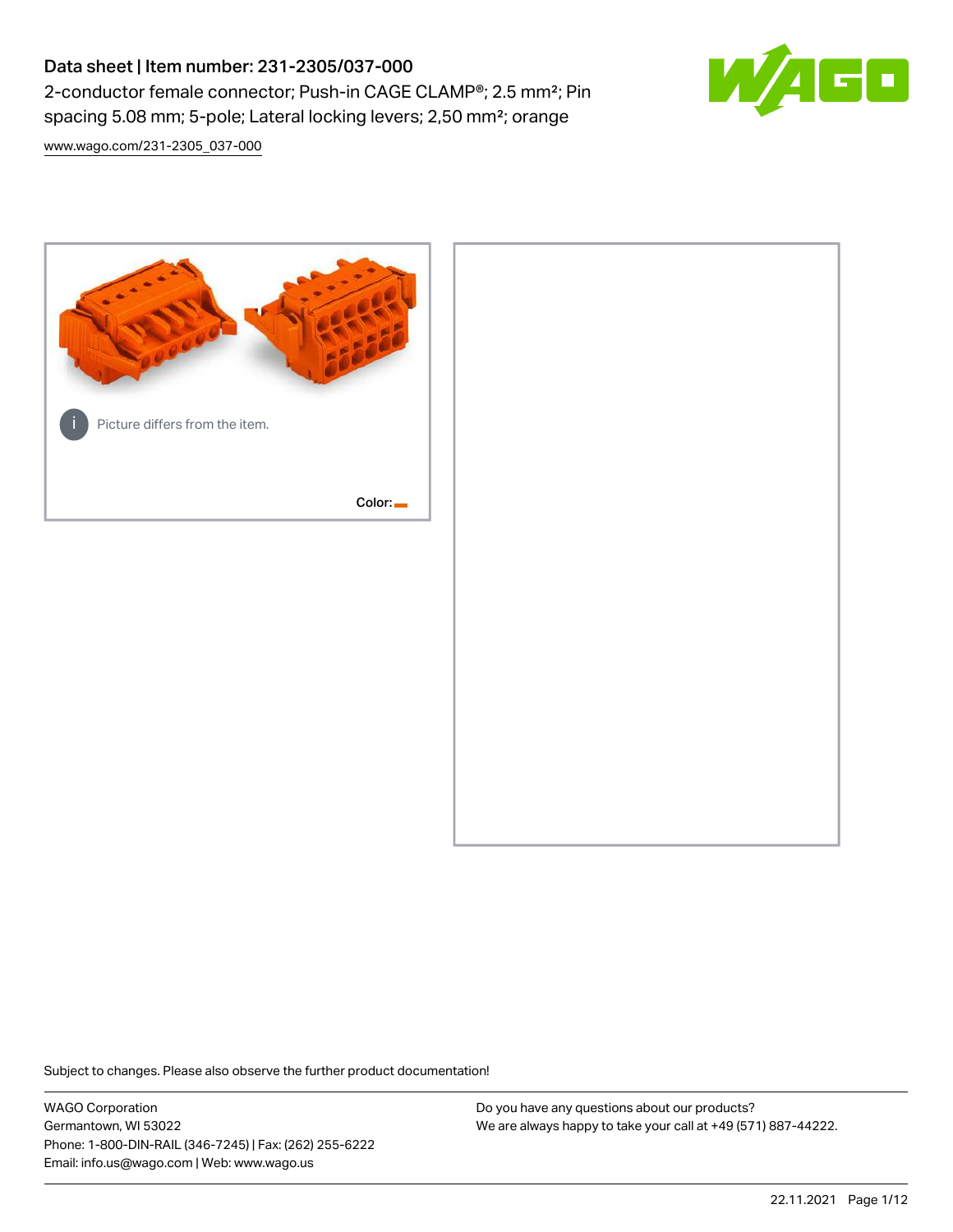# Data sheet | Item number: 231-2305/037-000

2-conductor female connector; Push-in CAGE CLAMP®; 2.5 mm²; Pin spacing 5.08 mm; 5-pole; Lateral locking levers; 2,50 mm²; orange

www.wago.com/231-2305_037-000

Picture differs from the item.

Color:

Subject to changes. Please also observe the further product documentation!

WAGO Corporation
Germantown, WI 53022
Phone: 1-800-DIN-RAIL (346-7245) | Fax: (262) 255-6222
Email: info.us@wago.com | Web: www.wago.us

Do you have any questions about our products?
We are always happy to take your call at +49 (571) 887-44222.

22.11.2021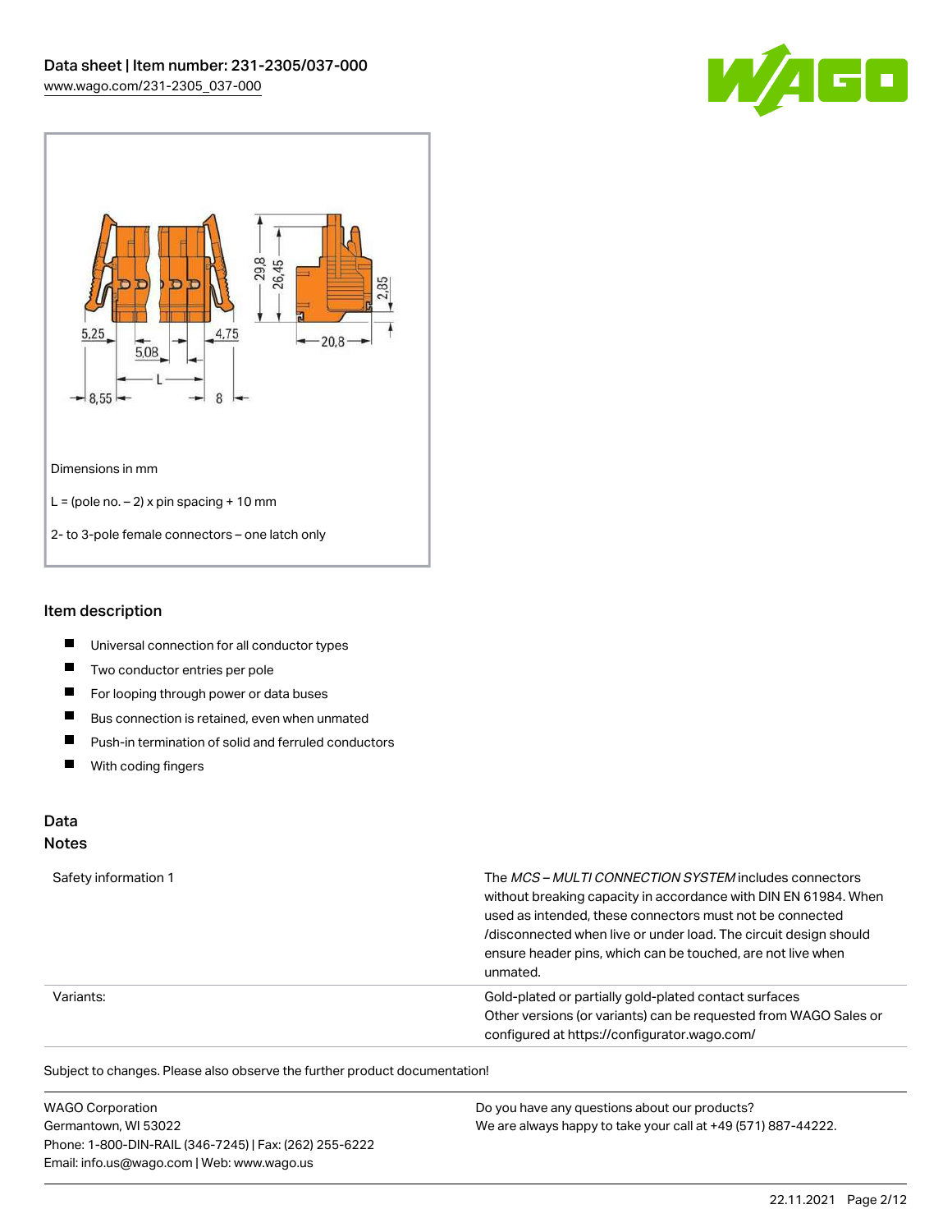Dimensions in mm

L = (pole no. – 2) x pin spacing + 10 mm

2- to 3-pole female connectors – one latch only

## Item description

- Universal connection for all conductor types
- Two conductor entries per pole
- For looping through power or data buses
- Bus connection is retained, even when unmated
- Push-in termination of solid and ferruled conductors
- With coding fingers

## Data

### Notes

| | |
|---|---|
| Safety information 1 | The *MCS – MULTI CONNECTION SYSTEM* includes connectors without breaking capacity in accordance with DIN EN 61984. When used as intended, these connectors must not be connected /disconnected when live or under load. The circuit design should ensure header pins, which can be touched, are not live when unmated. |
| Variants: | Gold-plated or partially gold-plated contact surfaces<br>Other versions (or variants) can be requested from WAGO Sales or configured at https://configurator.wago.com/ |

Subject to changes. Please also observe the further product documentation!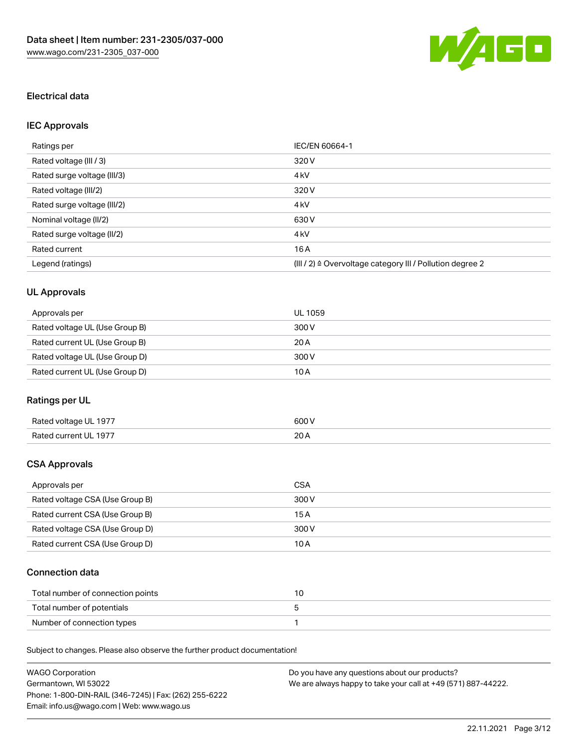# Data sheet | Item number: 231-2305/037-000

www.wago.com/231-2305_037-000

## Electrical data

### IEC Approvals

| | |
|---|---|
| Ratings per | IEC/EN 60664-1 |
| Rated voltage (III / 3) | 320 V |
| Rated surge voltage (III/3) | 4 kV |
| Rated voltage (III/2) | 320 V |
| Rated surge voltage (III/2) | 4 kV |
| Nominal voltage (II/2) | 630 V |
| Rated surge voltage (II/2) | 4 kV |
| Rated current | 16 A |
| Legend (ratings) | (III / 2) ≙ Overvoltage category III / Pollution degree 2 |

### UL Approvals

| | |
|---|---|
| Approvals per | UL 1059 |
| Rated voltage UL (Use Group B) | 300 V |
| Rated current UL (Use Group B) | 20 A |
| Rated voltage UL (Use Group D) | 300 V |
| Rated current UL (Use Group D) | 10 A |

### Ratings per UL

| | |
|---|---|
| Rated voltage UL 1977 | 600 V |
| Rated current UL 1977 | 20 A |

### CSA Approvals

| | |
|---|---|
| Approvals per | CSA |
| Rated voltage CSA (Use Group B) | 300 V |
| Rated current CSA (Use Group B) | 15 A |
| Rated voltage CSA (Use Group D) | 300 V |
| Rated current CSA (Use Group D) | 10 A |

### Connection data

| | |
|---|---|
| Total number of connection points | 10 |
| Total number of potentials | 5 |
| Number of connection types | 1 |

Subject to changes. Please also observe the further product documentation!

WAGO Corporation
Germantown, WI 53022
Phone: 1-800-DIN-RAIL (346-7245) | Fax: (262) 255-6222
Email: info.us@wago.com | Web: www.wago.us

Do you have any questions about our products?
We are always happy to take your call at +49 (571) 887-44222.

22.11.2021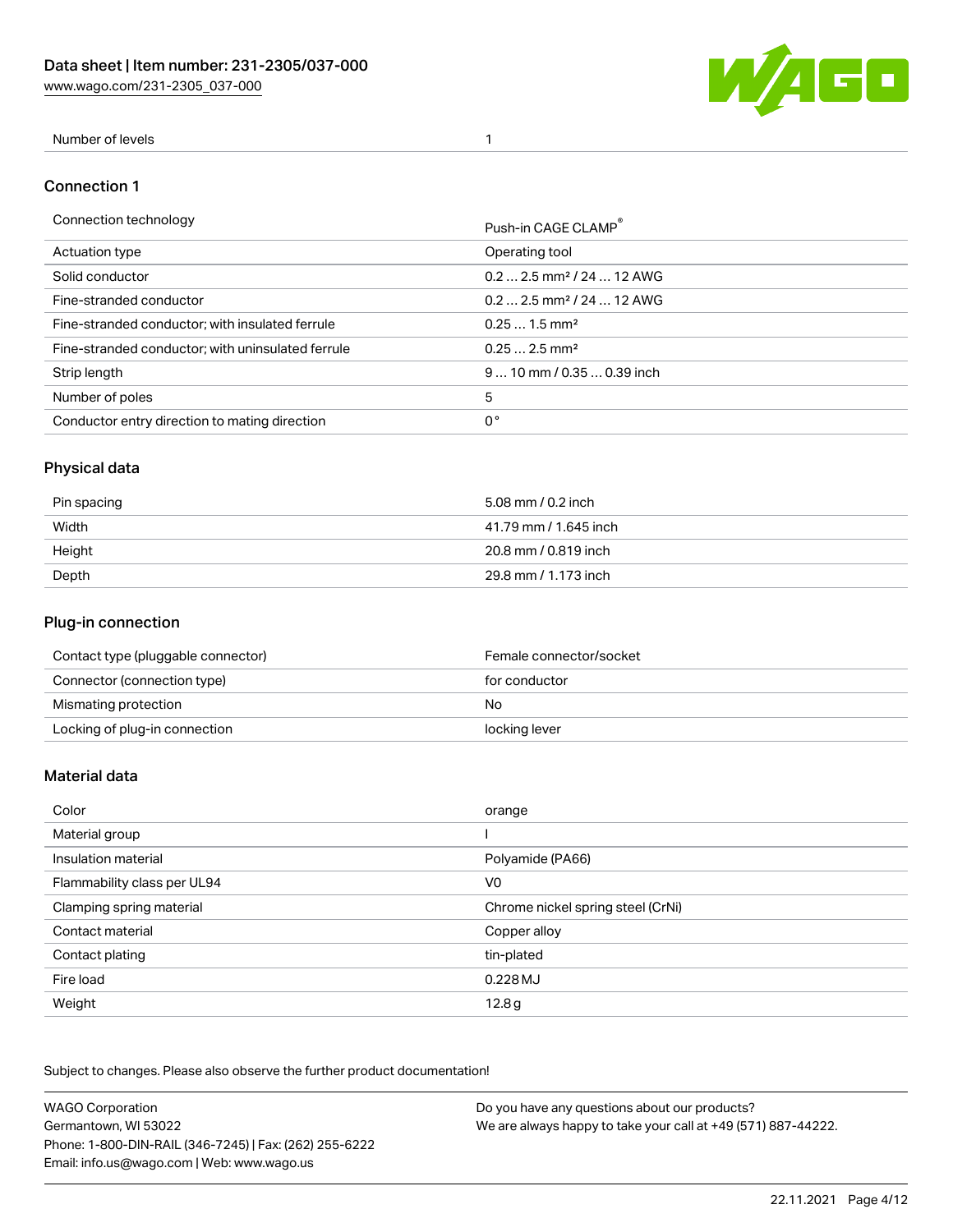| Number of levels | 1 |
| --- | --- |

## Connection 1

| Connection technology | Push-in CAGE CLAMP® |
| --- | --- |
| Actuation type | Operating tool |
| Solid conductor | 0.2 … 2.5 mm² / 24 … 12 AWG |
| Fine-stranded conductor | 0.2 … 2.5 mm² / 24 … 12 AWG |
| Fine-stranded conductor; with insulated ferrule | 0.25 … 1.5 mm² |
| Fine-stranded conductor; with uninsulated ferrule | 0.25 … 2.5 mm² |
| Strip length | 9 … 10 mm / 0.35 … 0.39 inch |
| Number of poles | 5 |
| Conductor entry direction to mating direction | 0 ° |

## Physical data

| Pin spacing | 5.08 mm / 0.2 inch |
| --- | --- |
| Width | 41.79 mm / 1.645 inch |
| Height | 20.8 mm / 0.819 inch |
| Depth | 29.8 mm / 1.173 inch |

## Plug-in connection

| Contact type (pluggable connector) | Female connector/socket |
| --- | --- |
| Connector (connection type) | for conductor |
| Mismating protection | No |
| Locking of plug-in connection | locking lever |

## Material data

| Color | orange |
| --- | --- |
| Material group | I |
| Insulation material | Polyamide (PA66) |
| Flammability class per UL94 | V0 |
| Clamping spring material | Chrome nickel spring steel (CrNi) |
| Contact material | Copper alloy |
| Contact plating | tin-plated |
| Fire load | 0.228 MJ |
| Weight | 12.8 g |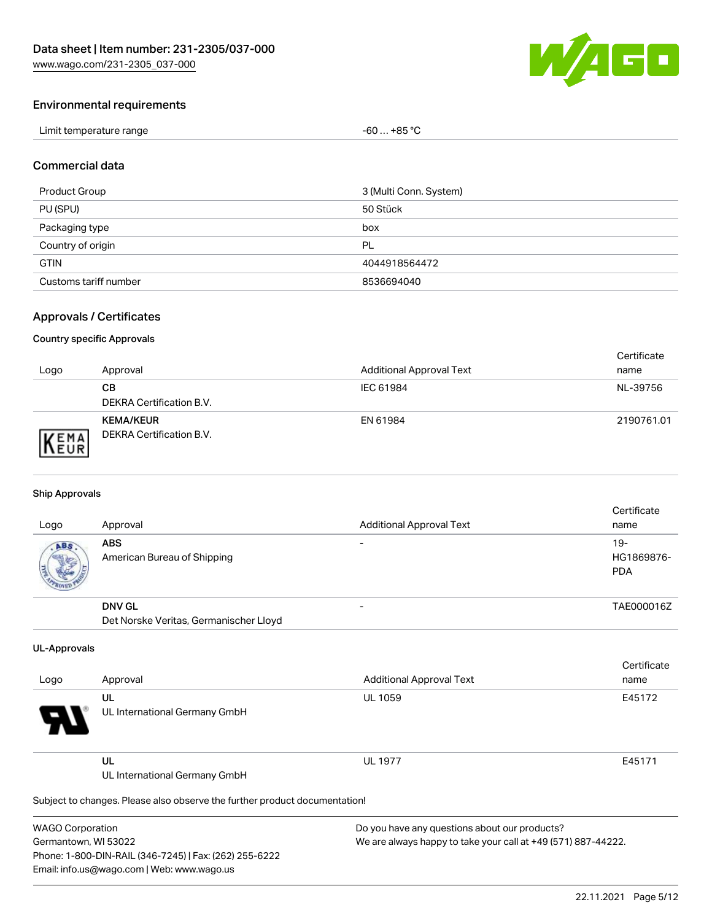## Environmental requirements

| Limit temperature range | -60 … +85 °C |
|---|---|

## Commercial data

| Product Group | 3 (Multi Conn. System) |
|---|---|
| PU (SPU) | 50 Stück |
| Packaging type | box |
| Country of origin | PL |
| GTIN | 4044918564472 |
| Customs tariff number | 8536694040 |

## Approvals / Certificates

### Country specific Approvals

| Logo | Approval | Additional Approval Text | Certificate name |
|---|---|---|---|
| | **CB**<br>DEKRA Certification B.V. | IEC 61984 | NL-39756 |
| | **KEMA/KEUR**<br>DEKRA Certification B.V. | EN 61984 | 2190761.01 |

### Ship Approvals

| Logo | Approval | Additional Approval Text | Certificate name |
|---|---|---|---|
| | **ABS**<br>American Bureau of Shipping | - | 19-HG1869876-PDA |
| | **DNV GL**<br>Det Norske Veritas, Germanischer Lloyd | - | TAE000016Z |

### UL-Approvals

| Logo | Approval | Additional Approval Text | Certificate name |
|---|---|---|---|
| | **UL**<br>UL International Germany GmbH | UL 1059 | E45172 |
| | **UL**<br>UL International Germany GmbH | UL 1977 | E45171 |

Subject to changes. Please also observe the further product documentation!

WAGO Corporation
Germantown, WI 53022
Phone: 1-800-DIN-RAIL (346-7245) | Fax: (262) 255-6222
Email: info.us@wago.com | Web: www.wago.us

Do you have any questions about our products?
We are always happy to take your call at +49 (571) 887-44222.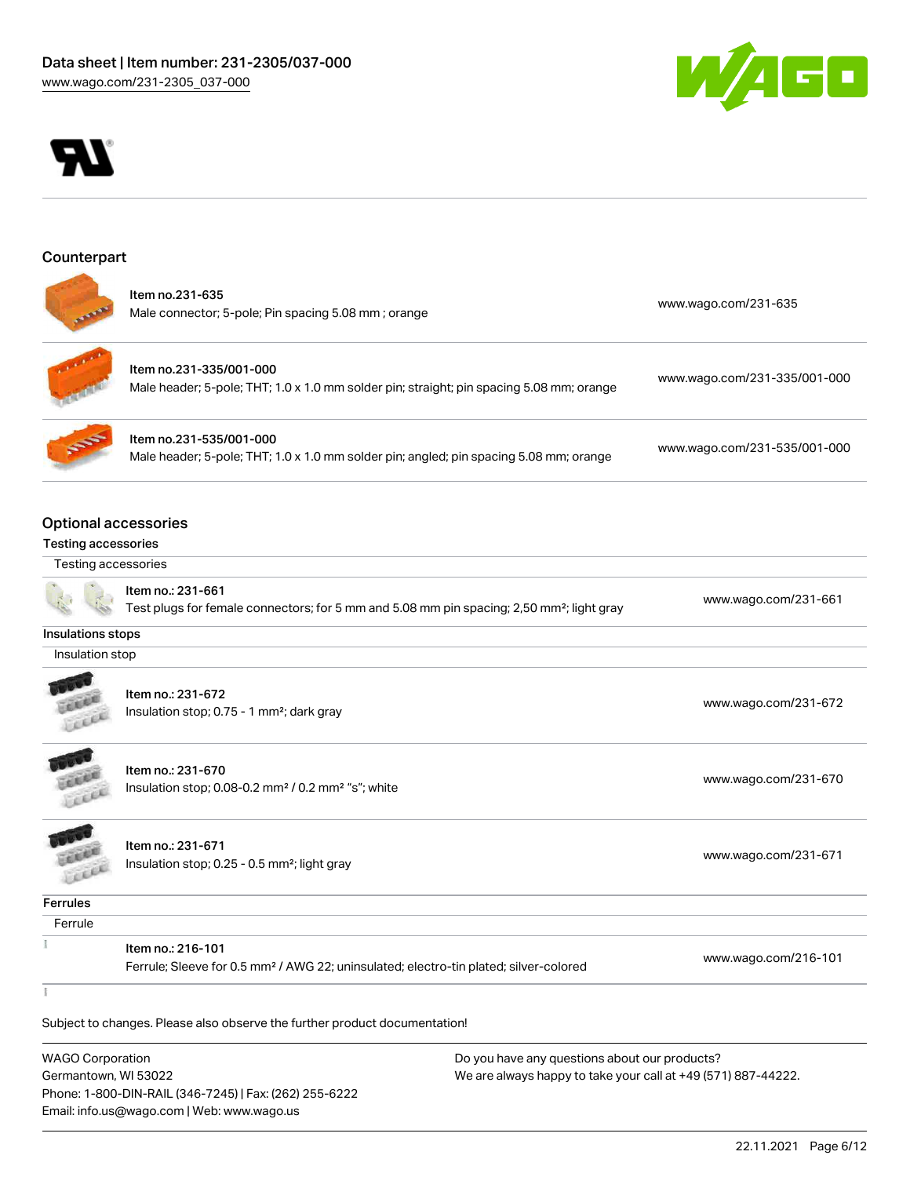## Counterpart

| | | |
|---|---|---|
| Item no.231-635<br>Male connector; 5-pole; Pin spacing 5.08 mm ; orange | www.wago.com/231-635 |
| Item no.231-335/001-000<br>Male header; 5-pole; THT; 1.0 x 1.0 mm solder pin; straight; pin spacing 5.08 mm; orange | www.wago.com/231-335/001-000 |
| Item no.231-535/001-000<br>Male header; 5-pole; THT; 1.0 x 1.0 mm solder pin; angled; pin spacing 5.08 mm; orange | www.wago.com/231-535/001-000 |

## Optional accessories

### Testing accessories

Testing accessories

| | |
|---|---|
| Item no.: 231-661<br>Test plugs for female connectors; for 5 mm and 5.08 mm pin spacing; 2,50 mm²; light gray | www.wago.com/231-661 |

### Insulations stops

Insulation stop

| | |
|---|---|
| Item no.: 231-672<br>Insulation stop; 0.75 - 1 mm²; dark gray | www.wago.com/231-672 |
| Item no.: 231-670<br>Insulation stop; 0.08-0.2 mm² / 0.2 mm² "s"; white | www.wago.com/231-670 |
| Item no.: 231-671<br>Insulation stop; 0.25 - 0.5 mm²; light gray | www.wago.com/231-671 |

### Ferrules

Ferrule

| | |
|---|---|
| Item no.: 216-101<br>Ferrule; Sleeve for 0.5 mm² / AWG 22; uninsulated; electro-tin plated; silver-colored | www.wago.com/216-101 |

Subject to changes. Please also observe the further product documentation!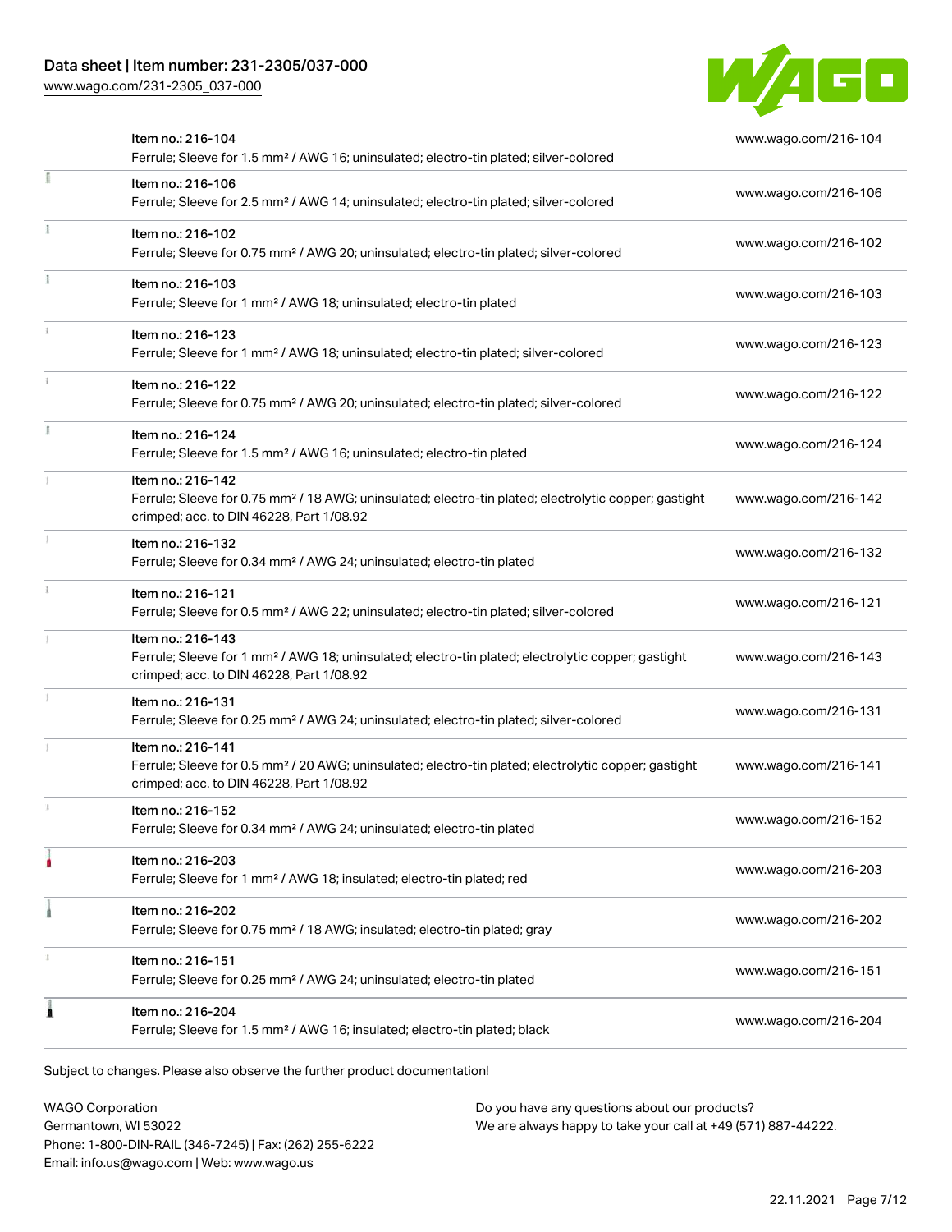| | | |
|---|---|---|
| | Item no.: 216-104<br>Ferrule; Sleeve for 1.5 mm² / AWG 16; uninsulated; electro-tin plated; silver-colored | www.wago.com/216-104 |
| | Item no.: 216-106<br>Ferrule; Sleeve for 2.5 mm² / AWG 14; uninsulated; electro-tin plated; silver-colored | www.wago.com/216-106 |
| | Item no.: 216-102<br>Ferrule; Sleeve for 0.75 mm² / AWG 20; uninsulated; electro-tin plated; silver-colored | www.wago.com/216-102 |
| | Item no.: 216-103<br>Ferrule; Sleeve for 1 mm² / AWG 18; uninsulated; electro-tin plated | www.wago.com/216-103 |
| | Item no.: 216-123<br>Ferrule; Sleeve for 1 mm² / AWG 18; uninsulated; electro-tin plated; silver-colored | www.wago.com/216-123 |
| | Item no.: 216-122<br>Ferrule; Sleeve for 0.75 mm² / AWG 20; uninsulated; electro-tin plated; silver-colored | www.wago.com/216-122 |
| | Item no.: 216-124<br>Ferrule; Sleeve for 1.5 mm² / AWG 16; uninsulated; electro-tin plated | www.wago.com/216-124 |
| | Item no.: 216-142<br>Ferrule; Sleeve for 0.75 mm² / 18 AWG; uninsulated; electro-tin plated; electrolytic copper; gastight crimped; acc. to DIN 46228, Part 1/08.92 | www.wago.com/216-142 |
| | Item no.: 216-132<br>Ferrule; Sleeve for 0.34 mm² / AWG 24; uninsulated; electro-tin plated | www.wago.com/216-132 |
| | Item no.: 216-121<br>Ferrule; Sleeve for 0.5 mm² / AWG 22; uninsulated; electro-tin plated; silver-colored | www.wago.com/216-121 |
| | Item no.: 216-143<br>Ferrule; Sleeve for 1 mm² / AWG 18; uninsulated; electro-tin plated; electrolytic copper; gastight crimped; acc. to DIN 46228, Part 1/08.92 | www.wago.com/216-143 |
| | Item no.: 216-131<br>Ferrule; Sleeve for 0.25 mm² / AWG 24; uninsulated; electro-tin plated; silver-colored | www.wago.com/216-131 |
| | Item no.: 216-141<br>Ferrule; Sleeve for 0.5 mm² / 20 AWG; uninsulated; electro-tin plated; electrolytic copper; gastight crimped; acc. to DIN 46228, Part 1/08.92 | www.wago.com/216-141 |
| | Item no.: 216-152<br>Ferrule; Sleeve for 0.34 mm² / AWG 24; uninsulated; electro-tin plated | www.wago.com/216-152 |
| | Item no.: 216-203<br>Ferrule; Sleeve for 1 mm² / AWG 18; insulated; electro-tin plated; red | www.wago.com/216-203 |
| | Item no.: 216-202<br>Ferrule; Sleeve for 0.75 mm² / 18 AWG; insulated; electro-tin plated; gray | www.wago.com/216-202 |
| | Item no.: 216-151<br>Ferrule; Sleeve for 0.25 mm² / AWG 24; uninsulated; electro-tin plated | www.wago.com/216-151 |
| | Item no.: 216-204<br>Ferrule; Sleeve for 1.5 mm² / AWG 16; insulated; electro-tin plated; black | www.wago.com/216-204 |

Subject to changes. Please also observe the further product documentation!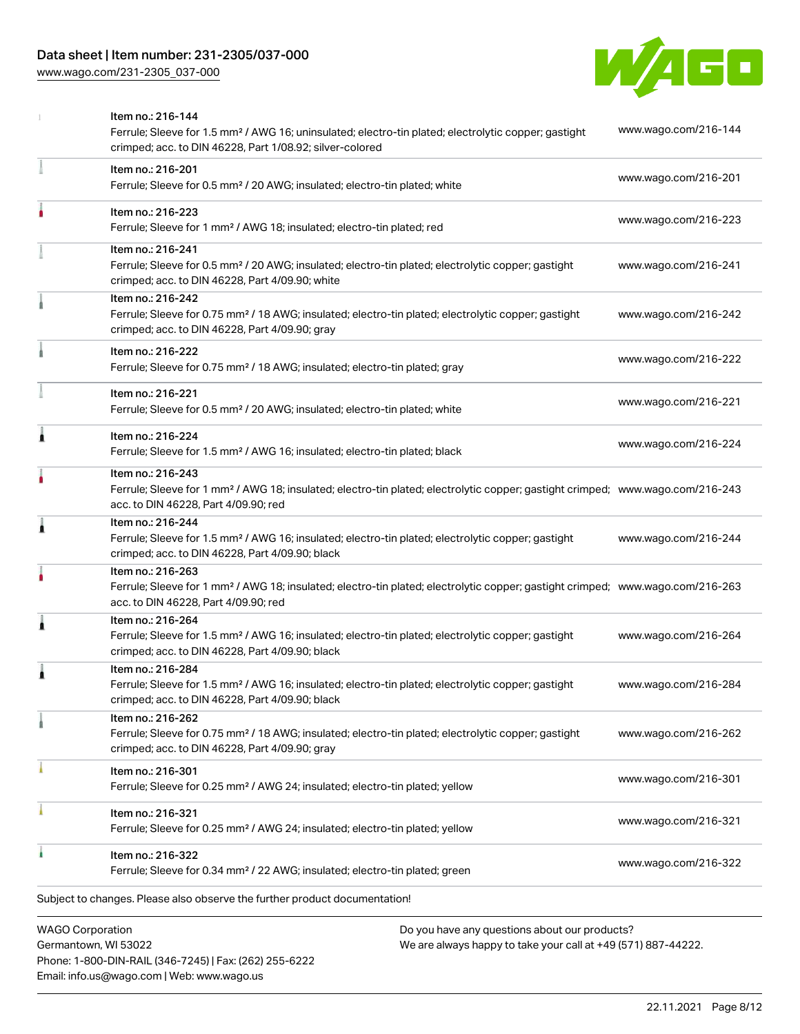| Item | Description | Link |
| --- | --- | --- |
| Item no.: 216-144 | Ferrule; Sleeve for 1.5 mm² / AWG 16; uninsulated; electro-tin plated; electrolytic copper; gastight crimped; acc. to DIN 46228, Part 1/08.92; silver-colored | www.wago.com/216-144 |
| Item no.: 216-201 | Ferrule; Sleeve for 0.5 mm² / 20 AWG; insulated; electro-tin plated; white | www.wago.com/216-201 |
| Item no.: 216-223 | Ferrule; Sleeve for 1 mm² / AWG 18; insulated; electro-tin plated; red | www.wago.com/216-223 |
| Item no.: 216-241 | Ferrule; Sleeve for 0.5 mm² / 20 AWG; insulated; electro-tin plated; electrolytic copper; gastight crimped; acc. to DIN 46228, Part 4/09.90; white | www.wago.com/216-241 |
| Item no.: 216-242 | Ferrule; Sleeve for 0.75 mm² / 18 AWG; insulated; electro-tin plated; electrolytic copper; gastight crimped; acc. to DIN 46228, Part 4/09.90; gray | www.wago.com/216-242 |
| Item no.: 216-222 | Ferrule; Sleeve for 0.75 mm² / 18 AWG; insulated; electro-tin plated; gray | www.wago.com/216-222 |
| Item no.: 216-221 | Ferrule; Sleeve for 0.5 mm² / 20 AWG; insulated; electro-tin plated; white | www.wago.com/216-221 |
| Item no.: 216-224 | Ferrule; Sleeve for 1.5 mm² / AWG 16; insulated; electro-tin plated; black | www.wago.com/216-224 |
| Item no.: 216-243 | Ferrule; Sleeve for 1 mm² / AWG 18; insulated; electro-tin plated; electrolytic copper; gastight crimped; acc. to DIN 46228, Part 4/09.90; red | www.wago.com/216-243 |
| Item no.: 216-244 | Ferrule; Sleeve for 1.5 mm² / AWG 16; insulated; electro-tin plated; electrolytic copper; gastight crimped; acc. to DIN 46228, Part 4/09.90; black | www.wago.com/216-244 |
| Item no.: 216-263 | Ferrule; Sleeve for 1 mm² / AWG 18; insulated; electro-tin plated; electrolytic copper; gastight crimped; acc. to DIN 46228, Part 4/09.90; red | www.wago.com/216-263 |
| Item no.: 216-264 | Ferrule; Sleeve for 1.5 mm² / AWG 16; insulated; electro-tin plated; electrolytic copper; gastight crimped; acc. to DIN 46228, Part 4/09.90; black | www.wago.com/216-264 |
| Item no.: 216-284 | Ferrule; Sleeve for 1.5 mm² / AWG 16; insulated; electro-tin plated; electrolytic copper; gastight crimped; acc. to DIN 46228, Part 4/09.90; black | www.wago.com/216-284 |
| Item no.: 216-262 | Ferrule; Sleeve for 0.75 mm² / 18 AWG; insulated; electro-tin plated; electrolytic copper; gastight crimped; acc. to DIN 46228, Part 4/09.90; gray | www.wago.com/216-262 |
| Item no.: 216-301 | Ferrule; Sleeve for 0.25 mm² / AWG 24; insulated; electro-tin plated; yellow | www.wago.com/216-301 |
| Item no.: 216-321 | Ferrule; Sleeve for 0.25 mm² / AWG 24; insulated; electro-tin plated; yellow | www.wago.com/216-321 |
| Item no.: 216-322 | Ferrule; Sleeve for 0.34 mm² / 22 AWG; insulated; electro-tin plated; green | www.wago.com/216-322 |

Subject to changes. Please also observe the further product documentation!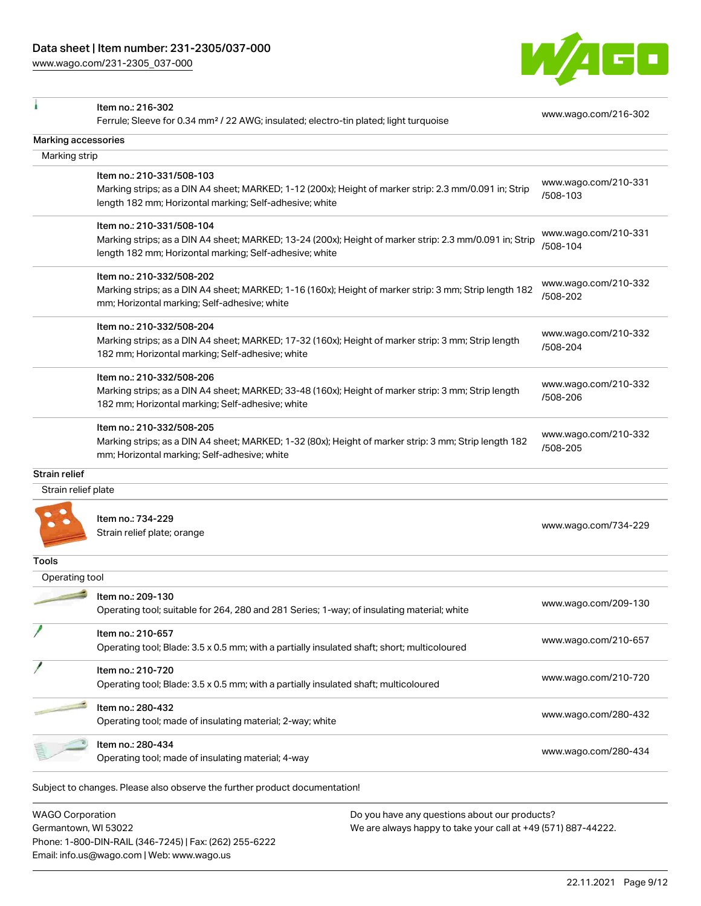| | | |
|---|---|---|
| | Item no.: 216-302<br>Ferrule; Sleeve for 0.34 mm² / 22 AWG; insulated; electro-tin plated; light turquoise | www.wago.com/216-302 |

**Marking accessories**

Marking strip

| | | |
|---|---|---|
| | Item no.: 210-331/508-103<br>Marking strips; as a DIN A4 sheet; MARKED; 1-12 (200x); Height of marker strip: 2.3 mm/0.091 in; Strip length 182 mm; Horizontal marking; Self-adhesive; white | www.wago.com/210-331/508-103 |
| | Item no.: 210-331/508-104<br>Marking strips; as a DIN A4 sheet; MARKED; 13-24 (200x); Height of marker strip: 2.3 mm/0.091 in; Strip length 182 mm; Horizontal marking; Self-adhesive; white | www.wago.com/210-331/508-104 |
| | Item no.: 210-332/508-202<br>Marking strips; as a DIN A4 sheet; MARKED; 1-16 (160x); Height of marker strip: 3 mm; Strip length 182 mm; Horizontal marking; Self-adhesive; white | www.wago.com/210-332/508-202 |
| | Item no.: 210-332/508-204<br>Marking strips; as a DIN A4 sheet; MARKED; 17-32 (160x); Height of marker strip: 3 mm; Strip length 182 mm; Horizontal marking; Self-adhesive; white | www.wago.com/210-332/508-204 |
| | Item no.: 210-332/508-206<br>Marking strips; as a DIN A4 sheet; MARKED; 33-48 (160x); Height of marker strip: 3 mm; Strip length 182 mm; Horizontal marking; Self-adhesive; white | www.wago.com/210-332/508-206 |
| | Item no.: 210-332/508-205<br>Marking strips; as a DIN A4 sheet; MARKED; 1-32 (80x); Height of marker strip: 3 mm; Strip length 182 mm; Horizontal marking; Self-adhesive; white | www.wago.com/210-332/508-205 |

**Strain relief**

Strain relief plate

| | | |
|---|---|---|
| | Item no.: 734-229<br>Strain relief plate; orange | www.wago.com/734-229 |

**Tools**

Operating tool

| | | |
|---|---|---|
| | Item no.: 209-130<br>Operating tool; suitable for 264, 280 and 281 Series; 1-way; of insulating material; white | www.wago.com/209-130 |
| | Item no.: 210-657<br>Operating tool; Blade: 3.5 x 0.5 mm; with a partially insulated shaft; short; multicoloured | www.wago.com/210-657 |
| | Item no.: 210-720<br>Operating tool; Blade: 3.5 x 0.5 mm; with a partially insulated shaft; multicoloured | www.wago.com/210-720 |
| | Item no.: 280-432<br>Operating tool; made of insulating material; 2-way; white | www.wago.com/280-432 |
| | Item no.: 280-434<br>Operating tool; made of insulating material; 4-way | www.wago.com/280-434 |

Subject to changes. Please also observe the further product documentation!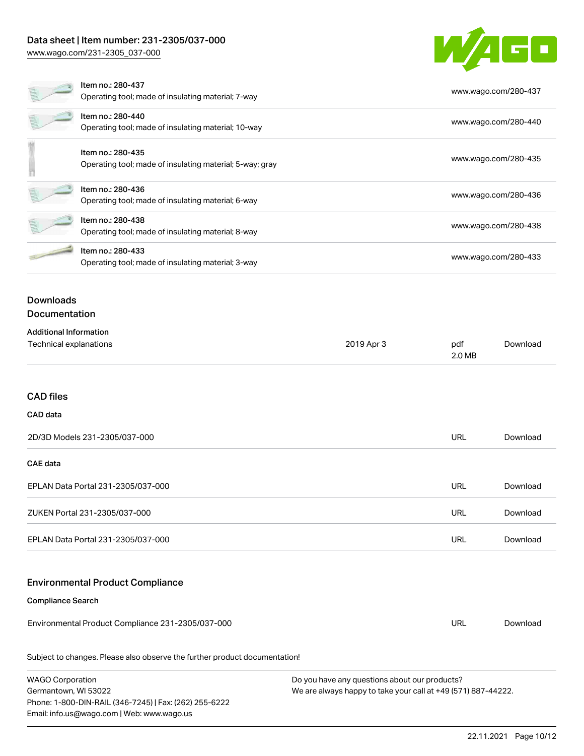| | | |
|---|---|---|
| | Item no.: 280-437<br>Operating tool; made of insulating material; 7-way | www.wago.com/280-437 |
| | Item no.: 280-440<br>Operating tool; made of insulating material; 10-way | www.wago.com/280-440 |
| | Item no.: 280-435<br>Operating tool; made of insulating material; 5-way; gray | www.wago.com/280-435 |
| | Item no.: 280-436<br>Operating tool; made of insulating material; 6-way | www.wago.com/280-436 |
| | Item no.: 280-438<br>Operating tool; made of insulating material; 8-way | www.wago.com/280-438 |
| | Item no.: 280-433<br>Operating tool; made of insulating material; 3-way | www.wago.com/280-433 |

## Downloads

### Documentation

**Additional Information**

| | | | |
|---|---|---|---|
| Technical explanations | 2019 Apr 3 | pdf<br>2.0 MB | Download |

### CAD files

**CAD data**

| | | |
|---|---|---|
| 2D/3D Models 231-2305/037-000 | URL | Download |

**CAE data**

| | | |
|---|---|---|
| EPLAN Data Portal 231-2305/037-000 | URL | Download |
| ZUKEN Portal 231-2305/037-000 | URL | Download |
| EPLAN Data Portal 231-2305/037-000 | URL | Download |

### Environmental Product Compliance

**Compliance Search**

| | | |
|---|---|---|
| Environmental Product Compliance 231-2305/037-000 | URL | Download |

Subject to changes. Please also observe the further product documentation!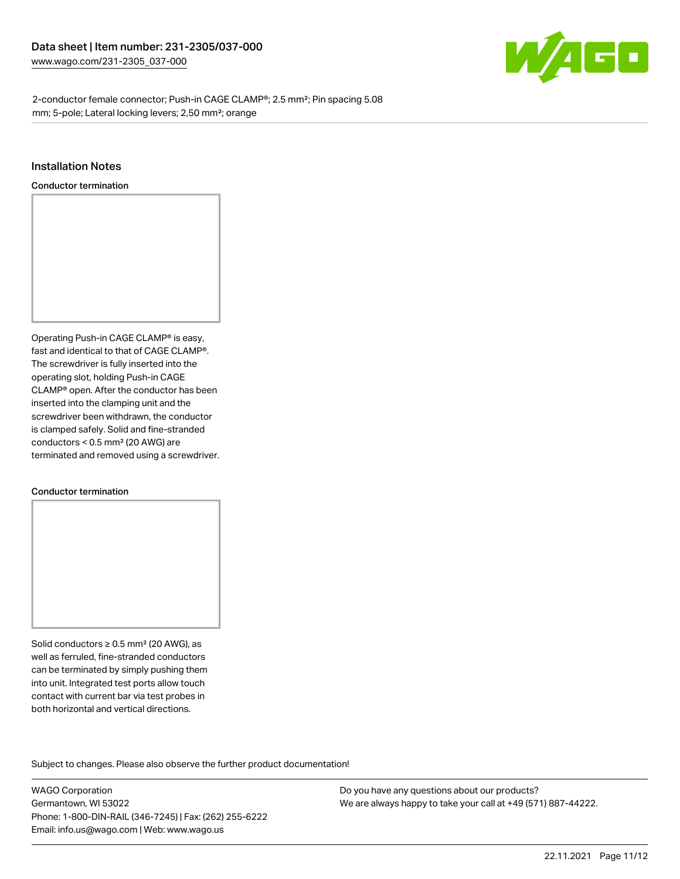## Installation Notes

### Conductor termination

Operating Push-in CAGE CLAMP® is easy, fast and identical to that of CAGE CLAMP®. The screwdriver is fully inserted into the operating slot, holding Push-in CAGE CLAMP® open. After the conductor has been inserted into the clamping unit and the screwdriver been withdrawn, the conductor is clamped safely. Solid and fine-stranded conductors < 0.5 mm² (20 AWG) are terminated and removed using a screwdriver.

### Conductor termination

Solid conductors ≥ 0.5 mm² (20 AWG), as well as ferruled, fine-stranded conductors can be terminated by simply pushing them into unit. Integrated test ports allow touch contact with current bar via test probes in both horizontal and vertical directions.

Subject to changes. Please also observe the further product documentation!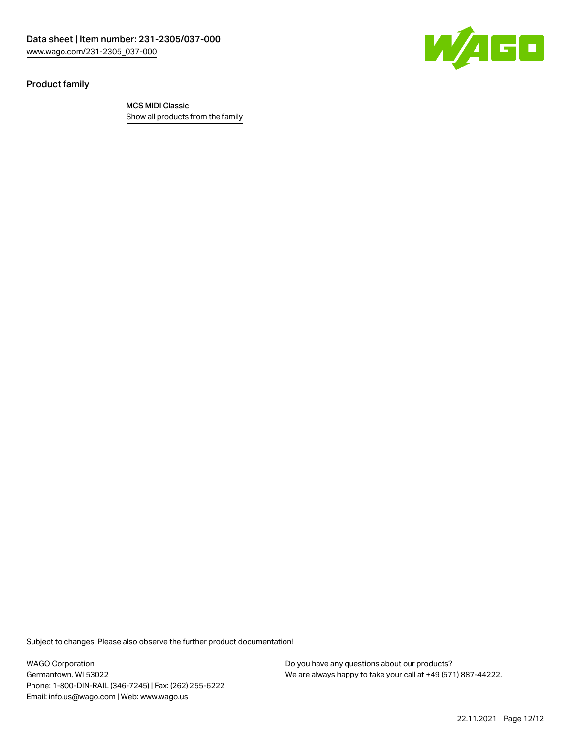## Product family

| | |
|---|---|
| | MCS MIDI Classic<br>Show all products from the family |

Subject to changes. Please also observe the further product documentation!

WAGO Corporation
Germantown, WI 53022
Phone: 1-800-DIN-RAIL (346-7245) | Fax: (262) 255-6222
Email: info.us@wago.com | Web: www.wago.us

Do you have any questions about our products?
We are always happy to take your call at +49 (571) 887-44222.